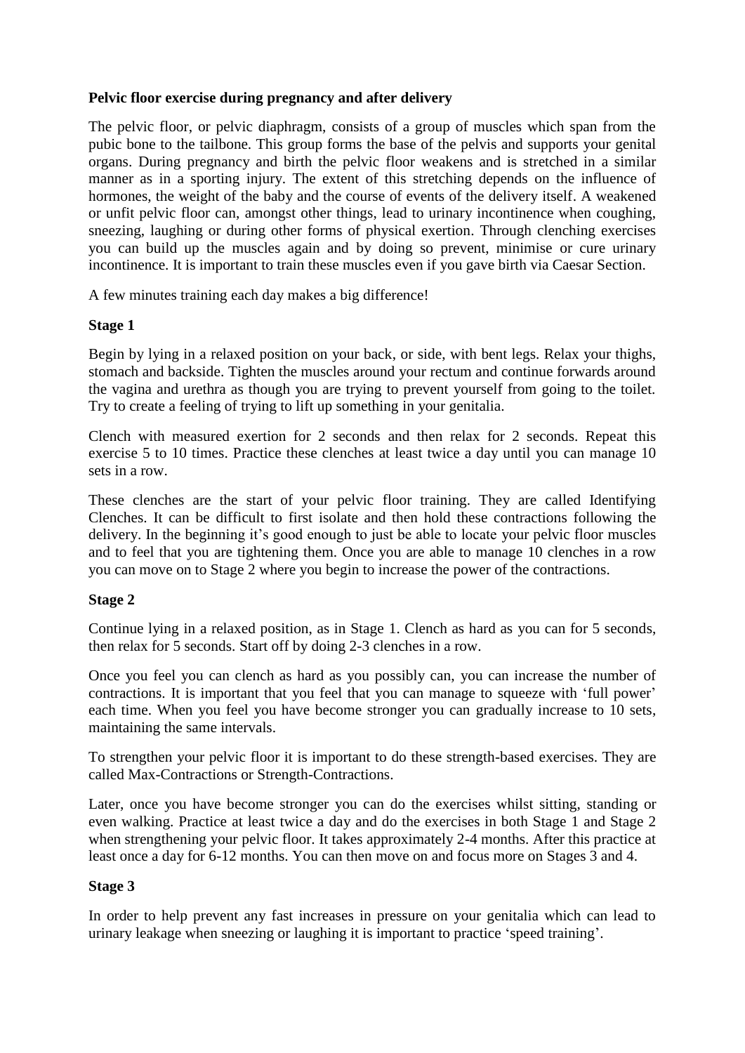**Pelvic floor exercise during pregnancy and after delivery**

The pelvic floor, or pelvic diaphragm, consists of a group of muscles which span from the pubic bone to the tailbone. This group forms the base of the pelvis and supports your genital organs. During pregnancy and birth the pelvic floor weakens and is stretched in a similar manner as in a sporting injury. The extent of this stretching depends on the influence of hormones, the weight of the baby and the course of events of the delivery itself. A weakened or unfit pelvic floor can, amongst other things, lead to urinary incontinence when coughing, sneezing, laughing or during other forms of physical exertion. Through clenching exercises you can build up the muscles again and by doing so prevent, minimise or cure urinary incontinence. It is important to train these muscles even if you gave birth via Caesar Section.

A few minutes training each day makes a big difference!

**Stage 1**

Begin by lying in a relaxed position on your back, or side, with bent legs. Relax your thighs, stomach and backside. Tighten the muscles around your rectum and continue forwards around the vagina and urethra as though you are trying to prevent yourself from going to the toilet. Try to create a feeling of trying to lift up something in your genitalia.

Clench with measured exertion for 2 seconds and then relax for 2 seconds. Repeat this exercise 5 to 10 times. Practice these clenches at least twice a day until you can manage 10 sets in a row.

These clenches are the start of your pelvic floor training. They are called Identifying Clenches. It can be difficult to first isolate and then hold these contractions following the delivery. In the beginning it's good enough to just be able to locate your pelvic floor muscles and to feel that you are tightening them. Once you are able to manage 10 clenches in a row you can move on to Stage 2 where you begin to increase the power of the contractions.

**Stage 2**

Continue lying in a relaxed position, as in Stage 1. Clench as hard as you can for 5 seconds, then relax for 5 seconds. Start off by doing 2-3 clenches in a row.

Once you feel you can clench as hard as you possibly can, you can increase the number of contractions. It is important that you feel that you can manage to squeeze with 'full power' each time. When you feel you have become stronger you can gradually increase to 10 sets, maintaining the same intervals.

To strengthen your pelvic floor it is important to do these strength-based exercises. They are called Max-Contractions or Strength-Contractions.

Later, once you have become stronger you can do the exercises whilst sitting, standing or even walking. Practice at least twice a day and do the exercises in both Stage 1 and Stage 2 when strengthening your pelvic floor. It takes approximately 2-4 months. After this practice at least once a day for 6-12 months. You can then move on and focus more on Stages 3 and 4.

**Stage 3**

In order to help prevent any fast increases in pressure on your genitalia which can lead to urinary leakage when sneezing or laughing it is important to practice 'speed training'.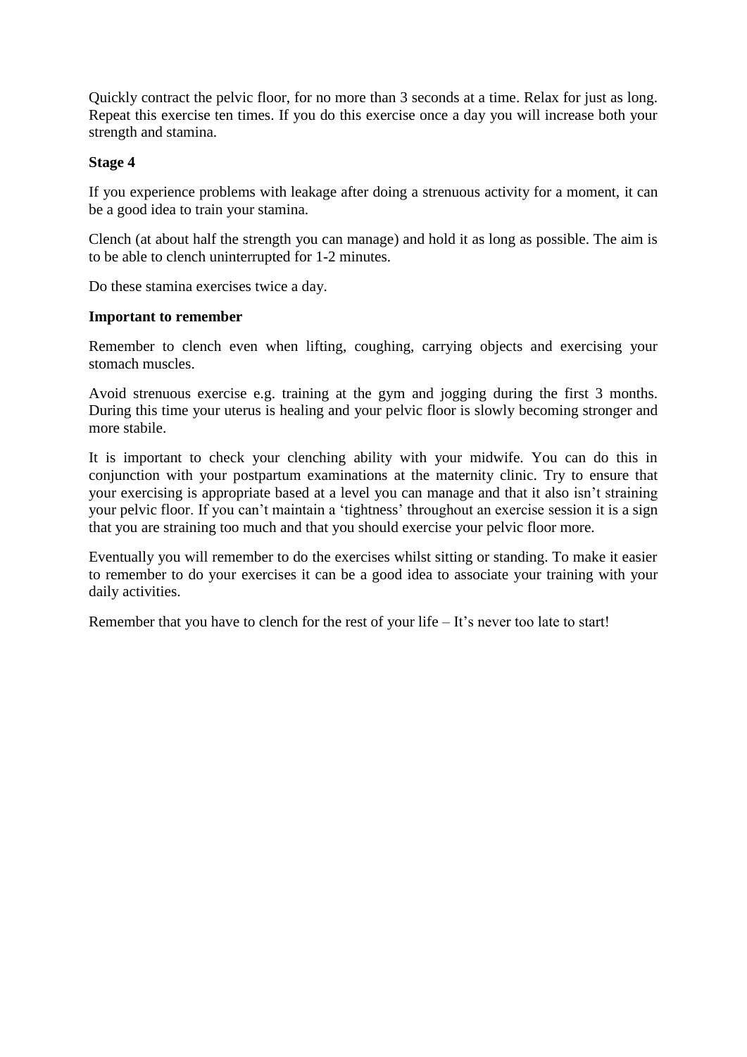Quickly contract the pelvic floor, for no more than 3 seconds at a time. Relax for just as long. Repeat this exercise ten times. If you do this exercise once a day you will increase both your strength and stamina.

**Stage 4**

If you experience problems with leakage after doing a strenuous activity for a moment, it can be a good idea to train your stamina.

Clench (at about half the strength you can manage) and hold it as long as possible. The aim is to be able to clench uninterrupted for 1-2 minutes.

Do these stamina exercises twice a day.

**Important to remember**

Remember to clench even when lifting, coughing, carrying objects and exercising your stomach muscles.

Avoid strenuous exercise e.g. training at the gym and jogging during the first 3 months. During this time your uterus is healing and your pelvic floor is slowly becoming stronger and more stabile.

It is important to check your clenching ability with your midwife. You can do this in conjunction with your postpartum examinations at the maternity clinic. Try to ensure that your exercising is appropriate based at a level you can manage and that it also isn't straining your pelvic floor. If you can't maintain a 'tightness' throughout an exercise session it is a sign that you are straining too much and that you should exercise your pelvic floor more.

Eventually you will remember to do the exercises whilst sitting or standing. To make it easier to remember to do your exercises it can be a good idea to associate your training with your daily activities.

Remember that you have to clench for the rest of your life – It's never too late to start!